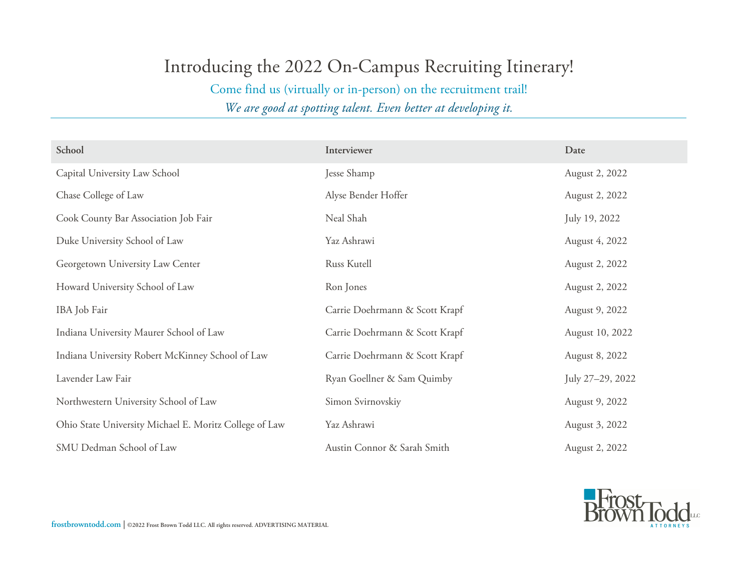# Introducing the 2022 On-Campus Recruiting Itinerary!

Come find us (virtually or in-person) on the recruitment trail!

*We are good at spotting talent. Even better at developing it.*

| School | Interviewer | Date |
|---|---|---|
| Capital University Law School | Jesse Shamp | August 2, 2022 |
| Chase College of Law | Alyse Bender Hoffer | August 2, 2022 |
| Cook County Bar Association Job Fair | Neal Shah | July 19, 2022 |
| Duke University School of Law | Yaz Ashrawi | August 4, 2022 |
| Georgetown University Law Center | Russ Kutell | August 2, 2022 |
| Howard University School of Law | Ron Jones | August 2, 2022 |
| IBA Job Fair | Carrie Doehrmann & Scott Krapf | August 9, 2022 |
| Indiana University Maurer School of Law | Carrie Doehrmann & Scott Krapf | August 10, 2022 |
| Indiana University Robert McKinney School of Law | Carrie Doehrmann & Scott Krapf | August 8, 2022 |
| Lavender Law Fair | Ryan Goellner & Sam Quimby | July 27–29, 2022 |
| Northwestern University School of Law | Simon Svirnovskiy | August 9, 2022 |
| Ohio State University Michael E. Moritz College of Law | Yaz Ashrawi | August 3, 2022 |
| SMU Dedman School of Law | Austin Connor & Sarah Smith | August 2, 2022 |

frostbrowntodd.com | ©2022 Frost Brown Todd LLC. All rights reserved. ADVERTISING MATERIAL

Frost Brown Todd LLC ATTORNEYS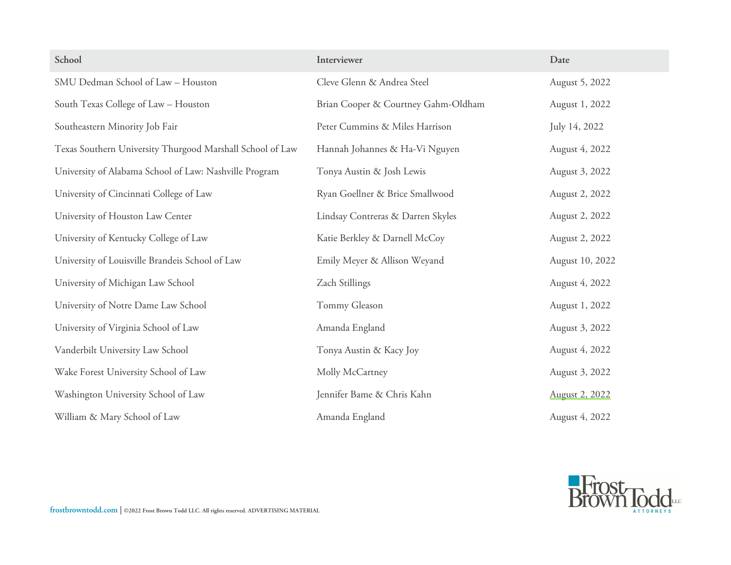| School | Interviewer | Date |
|---|---|---|
| SMU Dedman School of Law – Houston | Cleve Glenn & Andrea Steel | August 5, 2022 |
| South Texas College of Law – Houston | Brian Cooper & Courtney Gahm-Oldham | August 1, 2022 |
| Southeastern Minority Job Fair | Peter Cummins & Miles Harrison | July 14, 2022 |
| Texas Southern University Thurgood Marshall School of Law | Hannah Johannes & Ha-Vi Nguyen | August 4, 2022 |
| University of Alabama School of Law: Nashville Program | Tonya Austin & Josh Lewis | August 3, 2022 |
| University of Cincinnati College of Law | Ryan Goellner & Brice Smallwood | August 2, 2022 |
| University of Houston Law Center | Lindsay Contreras & Darren Skyles | August 2, 2022 |
| University of Kentucky College of Law | Katie Berkley & Darnell McCoy | August 2, 2022 |
| University of Louisville Brandeis School of Law | Emily Meyer & Allison Weyand | August 10, 2022 |
| University of Michigan Law School | Zach Stillings | August 4, 2022 |
| University of Notre Dame Law School | Tommy Gleason | August 1, 2022 |
| University of Virginia School of Law | Amanda England | August 3, 2022 |
| Vanderbilt University Law School | Tonya Austin & Kacy Joy | August 4, 2022 |
| Wake Forest University School of Law | Molly McCartney | August 3, 2022 |
| Washington University School of Law | Jennifer Bame & Chris Kahn | August 2, 2022 |
| William & Mary School of Law | Amanda England | August 4, 2022 |

frostbrowntodd.com | ©2022 Frost Brown Todd LLC. All rights reserved. ADVERTISING MATERIAL

Frost Brown Todd LLC ATTORNEYS